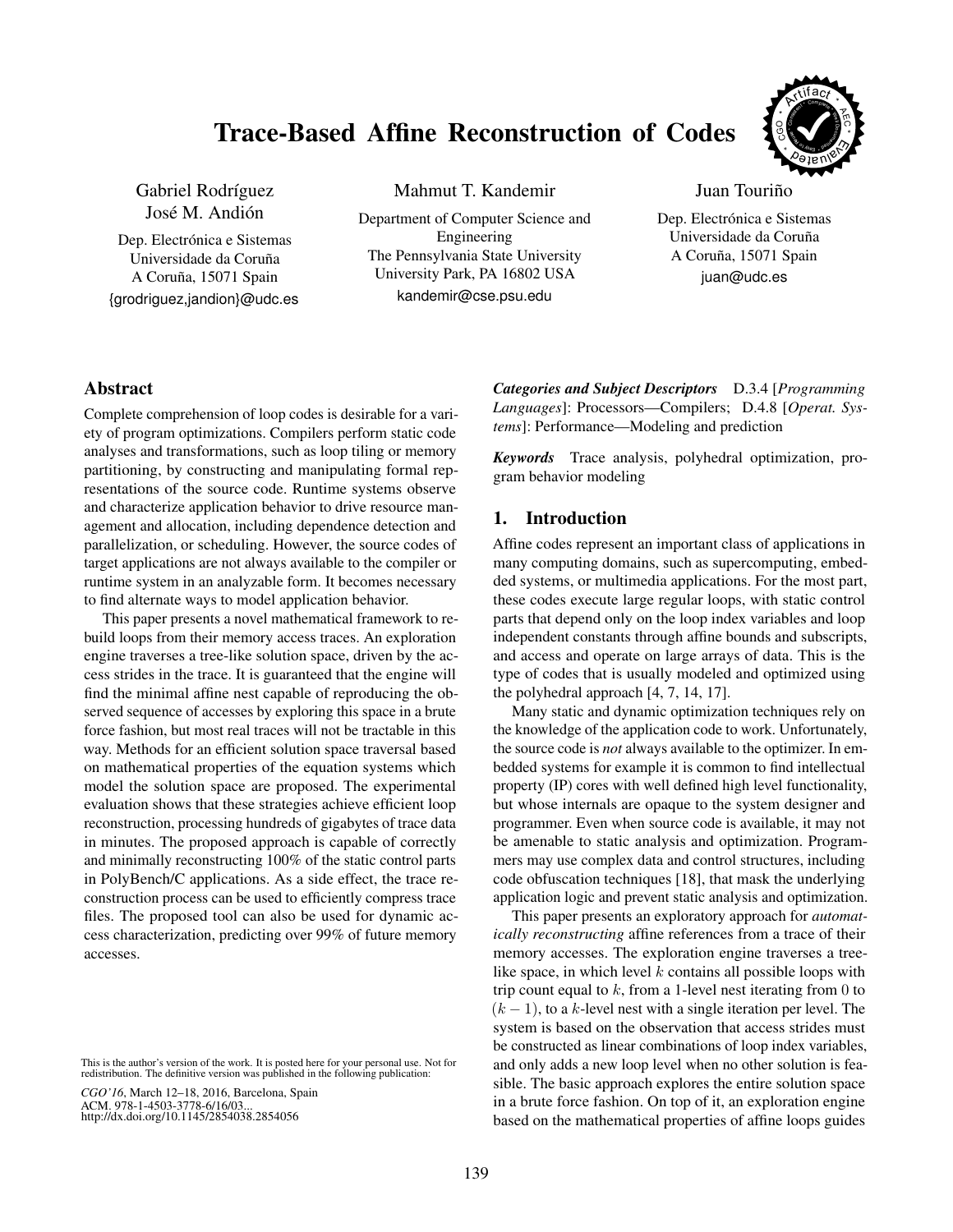# Trace-Based Affine Reconstruction of Codes

Gabriel Rodríguez
José M. Andión
Dep. Electrónica e Sistemas
Universidade da Coruña
A Coruña, 15071 Spain
{grodriguez,jandion}@udc.es

Mahmut T. Kandemir
Department of Computer Science and Engineering
The Pennsylvania State University
University Park, PA 16802 USA
kandemir@cse.psu.edu

Juan Touriño
Dep. Electrónica e Sistemas
Universidade da Coruña
A Coruña, 15071 Spain
juan@udc.es

## Abstract

Complete comprehension of loop codes is desirable for a variety of program optimizations. Compilers perform static code analyses and transformations, such as loop tiling or memory partitioning, by constructing and manipulating formal representations of the source code. Runtime systems observe and characterize application behavior to drive resource management and allocation, including dependence detection and parallelization, or scheduling. However, the source codes of target applications are not always available to the compiler or runtime system in an analyzable form. It becomes necessary to find alternate ways to model application behavior.

This paper presents a novel mathematical framework to rebuild loops from their memory access traces. An exploration engine traverses a tree-like solution space, driven by the access strides in the trace. It is guaranteed that the engine will find the minimal affine nest capable of reproducing the observed sequence of accesses by exploring this space in a brute force fashion, but most real traces will not be tractable in this way. Methods for an efficient solution space traversal based on mathematical properties of the equation systems which model the solution space are proposed. The experimental evaluation shows that these strategies achieve efficient loop reconstruction, processing hundreds of gigabytes of trace data in minutes. The proposed approach is capable of correctly and minimally reconstructing 100% of the static control parts in PolyBench/C applications. As a side effect, the trace reconstruction process can be used to efficiently compress trace files. The proposed tool can also be used for dynamic access characterization, predicting over 99% of future memory accesses.

This is the author's version of the work. It is posted here for your personal use. Not for redistribution. The definitive version was published in the following publication:

*CGO'16*, March 12–18, 2016, Barcelona, Spain
ACM. 978-1-4503-3778-6/16/03...
http://dx.doi.org/10.1145/2854038.2854056

***Categories and Subject Descriptors*** D.3.4 [*Programming Languages*]: Processors—Compilers; D.4.8 [*Operat. Systems*]: Performance—Modeling and prediction

***Keywords*** Trace analysis, polyhedral optimization, program behavior modeling

## 1. Introduction

Affine codes represent an important class of applications in many computing domains, such as supercomputing, embedded systems, or multimedia applications. For the most part, these codes execute large regular loops, with static control parts that depend only on the loop index variables and loop independent constants through affine bounds and subscripts, and access and operate on large arrays of data. This is the type of codes that is usually modeled and optimized using the polyhedral approach [4, 7, 14, 17].

Many static and dynamic optimization techniques rely on the knowledge of the application code to work. Unfortunately, the source code is *not* always available to the optimizer. In embedded systems for example it is common to find intellectual property (IP) cores with well defined high level functionality, but whose internals are opaque to the system designer and programmer. Even when source code is available, it may not be amenable to static analysis and optimization. Programmers may use complex data and control structures, including code obfuscation techniques [18], that mask the underlying application logic and prevent static analysis and optimization.

This paper presents an exploratory approach for *automatically reconstructing* affine references from a trace of their memory accesses. The exploration engine traverses a tree-like space, in which level $k$ contains all possible loops with trip count equal to $k$, from a 1-level nest iterating from 0 to $(k-1)$, to a $k$-level nest with a single iteration per level. The system is based on the observation that access strides must be constructed as linear combinations of loop index variables, and only adds a new loop level when no other solution is feasible. The basic approach explores the entire solution space in a brute force fashion. On top of it, an exploration engine based on the mathematical properties of affine loops guides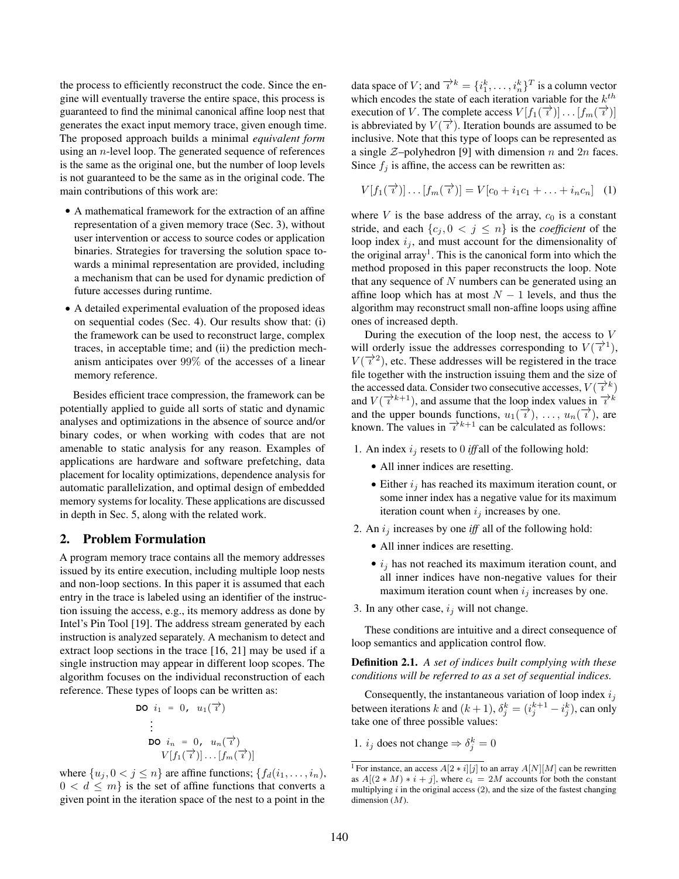the process to efficiently reconstruct the code. Since the engine will eventually traverse the entire space, this process is guaranteed to find the minimal canonical affine loop nest that generates the exact input memory trace, given enough time. The proposed approach builds a minimal *equivalent form* using an $n$-level loop. The generated sequence of references is the same as the original one, but the number of loop levels is not guaranteed to be the same as in the original code. The main contributions of this work are:

- A mathematical framework for the extraction of an affine representation of a given memory trace (Sec. 3), without user intervention or access to source codes or application binaries. Strategies for traversing the solution space towards a minimal representation are provided, including a mechanism that can be used for dynamic prediction of future accesses during runtime.
- A detailed experimental evaluation of the proposed ideas on sequential codes (Sec. 4). Our results show that: (i) the framework can be used to reconstruct large, complex traces, in acceptable time; and (ii) the prediction mechanism anticipates over 99% of the accesses of a linear memory reference.

Besides efficient trace compression, the framework can be potentially applied to guide all sorts of static and dynamic analyses and optimizations in the absence of source and/or binary codes, or when working with codes that are not amenable to static analysis for any reason. Examples of applications are hardware and software prefetching, data placement for locality optimizations, dependence analysis for automatic parallelization, and optimal design of embedded memory systems for locality. These applications are discussed in depth in Sec. 5, along with the related work.

## 2. Problem Formulation

A program memory trace contains all the memory addresses issued by its entire execution, including multiple loop nests and non-loop sections. In this paper it is assumed that each entry in the trace is labeled using an identifier of the instruction issuing the access, e.g., its memory address as done by Intel's Pin Tool [19]. The address stream generated by each instruction is analyzed separately. A mechanism to detect and extract loop sections in the trace [16, 21] may be used if a single instruction may appear in different loop scopes. The algorithm focuses on the individual reconstruction of each reference. These types of loops can be written as:

```
DO i_1 = 0, u_1(i⃗)
  ⋮
  DO i_n = 0, u_n(i⃗)
    V[f_1(i⃗)]...[f_m(i⃗)]
```

where $\{u_j, 0 < j \le n\}$ are affine functions; $\{f_d(i_1, \ldots, i_n), 0 < d \le m\}$ is the set of affine functions that converts a given point in the iteration space of the nest to a point in the data space of $V$; and $\overrightarrow{i}^k = \{i_1^k, \ldots, i_n^k\}^T$ is a column vector which encodes the state of each iteration variable for the $k^{th}$ execution of $V$. The complete access $V[f_1(\overrightarrow{i})] \ldots [f_m(\overrightarrow{i})]$ is abbreviated by $V(\overrightarrow{i})$. Iteration bounds are assumed to be inclusive. Note that this type of loops can be represented as a single $\mathcal{Z}$–polyhedron [9] with dimension $n$ and $2n$ faces. Since $f_j$ is affine, the access can be rewritten as:

$$V[f_1(\overrightarrow{i})] \ldots [f_m(\overrightarrow{i})] = V[c_0 + i_1 c_1 + \ldots + i_n c_n] \quad (1)$$

where $V$ is the base address of the array, $c_0$ is a constant stride, and each $\{c_j, 0 < j \le n\}$ is the *coefficient* of the loop index $i_j$, and must account for the dimensionality of the original array[1]. This is the canonical form into which the method proposed in this paper reconstructs the loop. Note that any sequence of $N$ numbers can be generated using an affine loop which has at most $N - 1$ levels, and thus the algorithm may reconstruct small non-affine loops using affine ones of increased depth.

During the execution of the loop nest, the access to $V$ will orderly issue the addresses corresponding to $V(\overrightarrow{i}^1)$, $V(\overrightarrow{i}^2)$, etc. These addresses will be registered in the trace file together with the instruction issuing them and the size of the accessed data. Consider two consecutive accesses, $V(\overrightarrow{i}^k)$ and $V(\overrightarrow{i}^{k+1})$, and assume that the loop index values in $\overrightarrow{i}^k$ and the upper bounds functions, $u_1(\overrightarrow{i}), \ldots, u_n(\overrightarrow{i})$, are known. The values in $\overrightarrow{i}^{k+1}$ can be calculated as follows:

1. An index $i_j$ resets to 0 *iff* all of the following hold:
   - All inner indices are resetting.
   - Either $i_j$ has reached its maximum iteration count, or some inner index has a negative value for its maximum iteration count when $i_j$ increases by one.
2. An $i_j$ increases by one *iff* all of the following hold:
   - All inner indices are resetting.
   - $i_j$ has not reached its maximum iteration count, and all inner indices have non-negative values for their maximum iteration count when $i_j$ increases by one.
3. In any other case, $i_j$ will not change.

These conditions are intuitive and a direct consequence of loop semantics and application control flow.

**Definition 2.1.** *A set of indices built complying with these conditions will be referred to as a set of sequential indices.*

Consequently, the instantaneous variation of loop index $i_j$ between iterations $k$ and $(k+1)$, $\delta_j^k = (i_j^{k+1} - i_j^k)$, can only take one of three possible values:

1. $i_j$ does not change $\Rightarrow \delta_j^k = 0$

[1] For instance, an access $A[2 * i][j]$ to an array $A[N][M]$ can be rewritten as $A[(2 * M) * i + j]$, where $c_i = 2M$ accounts for both the constant multiplying $i$ in the original access (2), and the size of the fastest changing dimension ($M$).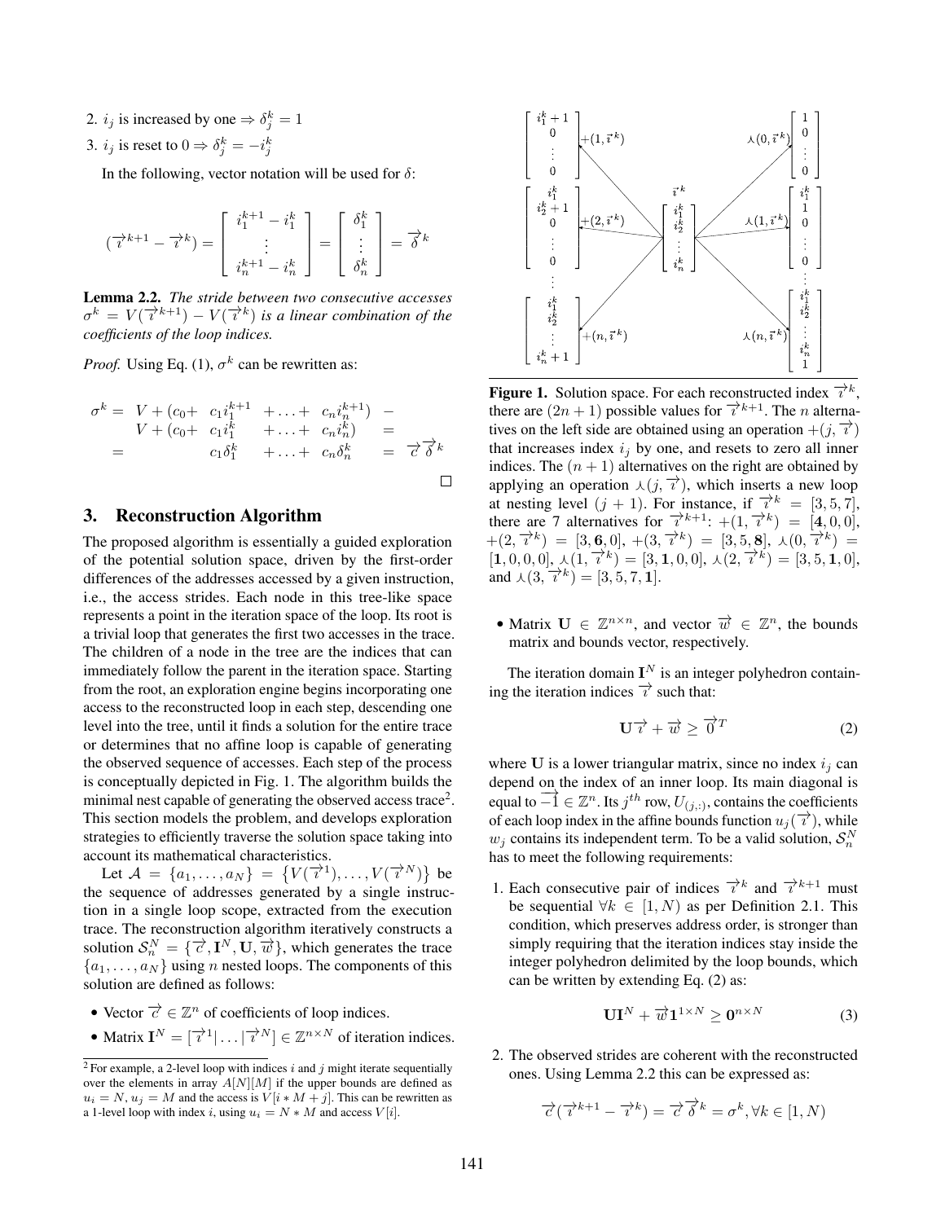2. $i_j$ is increased by one $\Rightarrow \delta_j^k = 1$
3. $i_j$ is reset to 0 $\Rightarrow \delta_j^k = -i_j^k$

In the following, vector notation will be used for $\delta$:

$$(\overrightarrow{i}^{k+1} - \overrightarrow{i}^{k}) = \begin{bmatrix} i_1^{k+1} - i_1^k \\ \vdots \\ i_n^{k+1} - i_n^k \end{bmatrix} = \begin{bmatrix} \delta_1^k \\ \vdots \\ \delta_n^k \end{bmatrix} = \overrightarrow{\delta}^k$$

**Lemma 2.2.** *The stride between two consecutive accesses $\sigma^k = V(\overrightarrow{i}^{k+1}) - V(\overrightarrow{i}^{k})$ is a linear combination of the coefficients of the loop indices.*

*Proof.* Using Eq. (1), $\sigma^k$ can be rewritten as:

$$\begin{aligned} \sigma^k = \;& V + (c_0 + \; c_1 i_1^{k+1} \; + \ldots + \; c_n i_n^{k+1}) \; - \\ & V + (c_0 + \; c_1 i_1^{k} \; + \ldots + \; c_n i_n^{k}) \; = \\ = \;& \qquad\qquad c_1 \delta_1^k \; + \ldots + \; c_n \delta_n^k \; = \; \overrightarrow{c}\,\overrightarrow{\delta}^k \end{aligned}$$

□

## 3. Reconstruction Algorithm

The proposed algorithm is essentially a guided exploration of the potential solution space, driven by the first-order differences of the addresses accessed by a given instruction, i.e., the access strides. Each node in this tree-like space represents a point in the iteration space of the loop. Its root is a trivial loop that generates the first two accesses in the trace. The children of a node in the tree are the indices that can immediately follow the parent in the iteration space. Starting from the root, an exploration engine begins incorporating one access to the reconstructed loop in each step, descending one level into the tree, until it finds a solution for the entire trace or determines that no affine loop is capable of generating the observed sequence of accesses. Each step of the process is conceptually depicted in Fig. 1. The algorithm builds the minimal nest capable of generating the observed access trace[2]. This section models the problem, and develops exploration strategies to efficiently traverse the solution space taking into account its mathematical characteristics.

Let $\mathcal{A} = \{a_1, \ldots, a_N\} = \{V(\overrightarrow{i}^1), \ldots, V(\overrightarrow{i}^N)\}$ be the sequence of addresses generated by a single instruction in a single loop scope, extracted from the execution trace. The reconstruction algorithm iteratively constructs a solution $\mathcal{S}_n^N = \{\overrightarrow{c}, \mathbf{I}^N, \mathbf{U}, \overrightarrow{w}\}$, which generates the trace $\{a_1, \ldots, a_N\}$ using $n$ nested loops. The components of this solution are defined as follows:

- Vector $\overrightarrow{c} \in \mathbb{Z}^n$ of coefficients of loop indices.
- Matrix $\mathbf{I}^N = [\overrightarrow{i}^1 | \ldots | \overrightarrow{i}^N] \in \mathbb{Z}^{n \times N}$ of iteration indices.
- Matrix $\mathbf{U} \in \mathbb{Z}^{n \times n}$, and vector $\overrightarrow{w} \in \mathbb{Z}^n$, the bounds matrix and bounds vector, respectively.

[2] For example, a 2-level loop with indices $i$ and $j$ might iterate sequentially over the elements in array $A[N][M]$ if the upper bounds are defined as $u_i = N, u_j = M$ and the access is $V[i * M + j]$. This can be rewritten as a 1-level loop with index $i$, using $u_i = N * M$ and access $V[i]$.

**Figure 1.** Solution space. For each reconstructed index $\overrightarrow{i}^k$, there are $(2n+1)$ possible values for $\overrightarrow{i}^{k+1}$. The $n$ alternatives on the left side are obtained using an operation $+(j, \overrightarrow{i})$ that increases index $i_j$ by one, and resets to zero all inner indices. The $(n+1)$ alternatives on the right are obtained by applying an operation $\curlywedge(j, \overrightarrow{i})$, which inserts a new loop at nesting level $(j+1)$. For instance, if $\overrightarrow{i}^k = [3, 5, 7]$, there are 7 alternatives for $\overrightarrow{i}^{k+1}$: $+(1, \overrightarrow{i}^k) = [\mathbf{4}, 0, 0]$, $+(2, \overrightarrow{i}^k) = [3, \mathbf{6}, 0]$, $+(3, \overrightarrow{i}^k) = [3, 5, \mathbf{8}]$, $\curlywedge(0, \overrightarrow{i}^k) = [\mathbf{1}, 0, 0, 0]$, $\curlywedge(1, \overrightarrow{i}^k) = [3, \mathbf{1}, 0, 0]$, $\curlywedge(2, \overrightarrow{i}^k) = [3, 5, \mathbf{1}, 0]$, and $\curlywedge(3, \overrightarrow{i}^k) = [3, 5, 7, \mathbf{1}]$.

The iteration domain $\mathbf{I}^N$ is an integer polyhedron containing the iteration indices $\overrightarrow{i}$ such that:

$$\mathbf{U}\overrightarrow{i} + \overrightarrow{w} \geq \overrightarrow{0}^T \tag{2}$$

where $\mathbf{U}$ is a lower triangular matrix, since no index $i_j$ can depend on the index of an inner loop. Its main diagonal is equal to $\overrightarrow{-1} \in \mathbb{Z}^n$. Its $j^{th}$ row, $U_{(j,:)}$, contains the coefficients of each loop index in the affine bounds function $u_j(\overrightarrow{i})$, while $w_j$ contains its independent term. To be a valid solution, $\mathcal{S}_n^N$ has to meet the following requirements:

1. Each consecutive pair of indices $\overrightarrow{i}^k$ and $\overrightarrow{i}^{k+1}$ must be sequential $\forall k \in [1, N)$ as per Definition 2.1. This condition, which preserves address order, is stronger than simply requiring that the iteration indices stay inside the integer polyhedron delimited by the loop bounds, which can be written by extending Eq. (2) as:

$$\mathbf{U}\mathbf{I}^N + \overrightarrow{w}\mathbf{1}^{1 \times N} \geq \mathbf{0}^{n \times N} \tag{3}$$

2. The observed strides are coherent with the reconstructed ones. Using Lemma 2.2 this can be expressed as:

$$\overrightarrow{c}(\overrightarrow{i}^{k+1} - \overrightarrow{i}^{k}) = \overrightarrow{c}\,\overrightarrow{\delta}^k = \sigma^k, \forall k \in [1, N)$$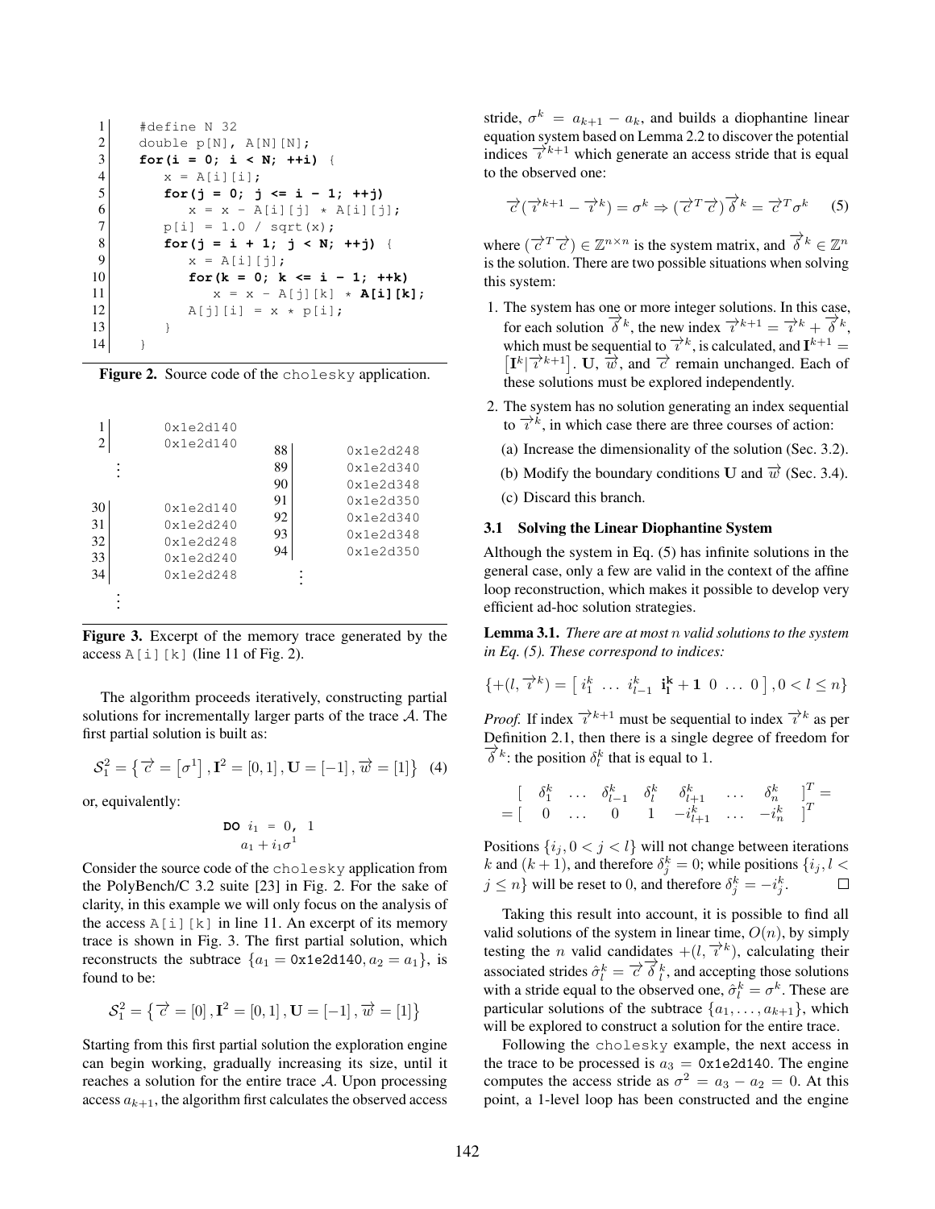```
1   #define N 32
2   double p[N], A[N][N];
3   for(i = 0; i < N; ++i) {
4       x = A[i][i];
5       for(j = 0; j <= i - 1; ++j)
6           x = x - A[i][j] * A[i][j];
7       p[i] = 1.0 / sqrt(x);
8       for(j = i + 1; j < N; ++j) {
9           x = A[i][j];
10          for(k = 0; k <= i - 1; ++k)
11              x = x - A[j][k] * A[i][k];
12          A[j][i] = x * p[i];
13      }
14  }
```

**Figure 2.** Source code of the `cholesky` application.

```
1   0x1e2d140        88   0x1e2d248
2   0x1e2d140        89   0x1e2d340
 ⋮                   90   0x1e2d348
                     91   0x1e2d350
30  0x1e2d140        92   0x1e2d340
31  0x1e2d240        93   0x1e2d348
32  0x1e2d248        94   0x1e2d350
33  0x1e2d240         ⋮
34  0x1e2d248
 ⋮
```

**Figure 3.** Excerpt of the memory trace generated by the access `A[i][k]` (line 11 of Fig. 2).

The algorithm proceeds iteratively, constructing partial solutions for incrementally larger parts of the trace $\mathcal{A}$. The first partial solution is built as:

$$\mathcal{S}_1^2 = \left\{ \overrightarrow{c} = \left[\sigma^1\right], \mathbf{I}^2 = [0,1], \mathbf{U} = [-1], \overrightarrow{w} = [1] \right\} \quad (4)$$

or, equivalently:

$$\begin{array}{l} \textbf{DO } i_1 = 0, 1 \\ \quad a_1 + i_1\sigma^1 \end{array}$$

Consider the source code of the `cholesky` application from the PolyBench/C 3.2 suite [23] in Fig. 2. For the sake of clarity, in this example we will only focus on the analysis of the access `A[i][k]` in line 11. An excerpt of its memory trace is shown in Fig. 3. The first partial solution, which reconstructs the subtrace $\{a_1 = \texttt{0x1e2d140}, a_2 = a_1\}$, is found to be:

$$\mathcal{S}_1^2 = \left\{ \overrightarrow{c} = [0], \mathbf{I}^2 = [0,1], \mathbf{U} = [-1], \overrightarrow{w} = [1] \right\}$$

Starting from this first partial solution the exploration engine can begin working, gradually increasing its size, until it reaches a solution for the entire trace $\mathcal{A}$. Upon processing access $a_{k+1}$, the algorithm first calculates the observed access stride, $\sigma^k = a_{k+1} - a_k$, and builds a diophantine linear equation system based on Lemma 2.2 to discover the potential indices $\overrightarrow{i}^{k+1}$ which generate an access stride that is equal to the observed one:

$$\overrightarrow{c}(\overrightarrow{i}^{k+1} - \overrightarrow{i}^{k}) = \sigma^k \Rightarrow (\overrightarrow{c}^T\overrightarrow{c})\overrightarrow{\delta}^k = \overrightarrow{c}^T\sigma^k \quad (5)$$

where $(\overrightarrow{c}^T\overrightarrow{c}) \in \mathbb{Z}^{n \times n}$ is the system matrix, and $\overrightarrow{\delta}^k \in \mathbb{Z}^n$ is the solution. There are two possible situations when solving this system:

1. The system has one or more integer solutions. In this case, for each solution $\overrightarrow{\delta}^k$, the new index $\overrightarrow{i}^{k+1} = \overrightarrow{i}^k + \overrightarrow{\delta}^k$, which must be sequential to $\overrightarrow{i}^k$, is calculated, and $\mathbf{I}^{k+1} = \left[\mathbf{I}^k | \overrightarrow{i}^{k+1}\right]$. $\mathbf{U}$, $\overrightarrow{w}$, and $\overrightarrow{c}$ remain unchanged. Each of these solutions must be explored independently.
2. The system has no solution generating an index sequential to $\overrightarrow{i}^k$, in which case there are three courses of action:
   (a) Increase the dimensionality of the solution (Sec. 3.2).
   (b) Modify the boundary conditions $\mathbf{U}$ and $\overrightarrow{w}$ (Sec. 3.4).
   (c) Discard this branch.

### 3.1 Solving the Linear Diophantine System

Although the system in Eq. (5) has infinite solutions in the general case, only a few are valid in the context of the affine loop reconstruction, which makes it possible to develop very efficient ad-hoc solution strategies.

**Lemma 3.1.** *There are at most $n$ valid solutions to the system in Eq. (5). These correspond to indices:*

$$\{+(l, \overrightarrow{i}^k) = \left[\, i_1^k \;\ldots\; i_{l-1}^k \;\; \mathbf{i_l^k+1} \;\; 0 \;\ldots\; 0 \,\right], 0 < l \leq n\}$$

*Proof.* If index $\overrightarrow{i}^{k+1}$ must be sequential to index $\overrightarrow{i}^k$ as per Definition 2.1, then there is a single degree of freedom for $\overrightarrow{\delta}^k$: the position $\delta_l^k$ that is equal to 1.

$$\begin{array}{l} \left[\begin{array}{cccccc} \delta_1^k & \ldots & \delta_{l-1}^k & \delta_l^k & \delta_{l+1}^k & \ldots & \delta_n^k \end{array}\right]^T = \\ = \left[\begin{array}{cccccc} 0 & \ldots & 0 & 1 & -i_{l+1}^k & \ldots & -i_n^k \end{array}\right]^T \end{array}$$

Positions $\{i_j, 0 < j < l\}$ will not change between iterations $k$ and $(k+1)$, and therefore $\delta_j^k = 0$; while positions $\{i_j, l < j \leq n\}$ will be reset to 0, and therefore $\delta_j^k = -i_j^k$. □

Taking this result into account, it is possible to find all valid solutions of the system in linear time, $O(n)$, by simply testing the $n$ valid candidates $+(l, \overrightarrow{i}^k)$, calculating their associated strides $\hat{\sigma}_l^k = \overrightarrow{c}\,\overrightarrow{\delta}_l^k$, and accepting those solutions with a stride equal to the observed one, $\hat{\sigma}_l^k = \sigma^k$. These are particular solutions of the subtrace $\{a_1, \ldots, a_{k+1}\}$, which will be explored to construct a solution for the entire trace.

Following the `cholesky` example, the next access in the trace to be processed is $a_3 = \texttt{0x1e2d140}$. The engine computes the access stride as $\sigma^2 = a_3 - a_2 = 0$. At this point, a 1-level loop has been constructed and the engine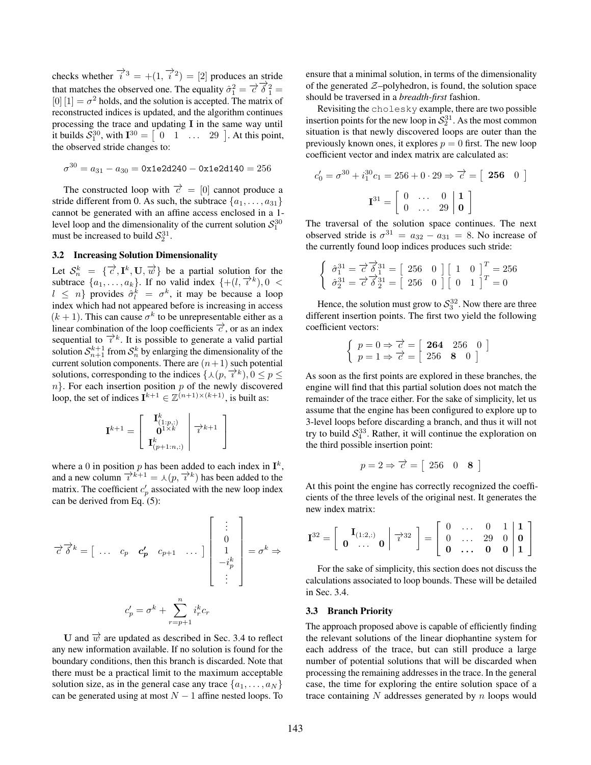checks whether $\overrightarrow{i}^3 = +(1, \overrightarrow{i}^2) = [2]$ produces an stride that matches the observed one. The equality $\hat{\sigma}_1^2 = \overrightarrow{c}\,\overrightarrow{\delta}_1^2 = [0]\,[1] = \sigma^2$ holds, and the solution is accepted. The matrix of reconstructed indices is updated, and the algorithm continues processing the trace and updating $\mathbf{I}$ in the same way until it builds $\mathcal{S}_1^{30}$, with $\mathbf{I}^{30} = \left[\begin{array}{cccc} 0 & 1 & \dots & 29 \end{array}\right]$. At this point, the observed stride changes to:

$$\sigma^{30} = a_{31} - a_{30} = \texttt{0x1e2d240} - \texttt{0x1e2d140} = 256$$

The constructed loop with $\overrightarrow{c} = [0]$ cannot produce a stride different from 0. As such, the subtrace $\{a_1, \dots, a_{31}\}$ cannot be generated with an affine access enclosed in a 1-level loop and the dimensionality of the current solution $\mathcal{S}_1^{30}$ must be increased to build $\mathcal{S}_2^{31}$.

### 3.2 Increasing Solution Dimensionality

Let $\mathcal{S}_n^k = \{\overrightarrow{c}, \mathbf{I}^k, \mathbf{U}, \overrightarrow{w}\}$ be a partial solution for the subtrace $\{a_1, \dots, a_k\}$. If no valid index $\{+(l, \overrightarrow{i}^k), 0 < l \leq n\}$ provides $\hat{\sigma}_l^k = \sigma^k$, it may be because a loop index which had not appeared before is increasing in access $(k+1)$. This can cause $\sigma^k$ to be unrepresentable either as a linear combination of the loop coefficients $\overrightarrow{c}$, or as an index sequential to $\overrightarrow{i}^k$. It is possible to generate a valid partial solution $\mathcal{S}_{n+1}^{k+1}$ from $\mathcal{S}_n^k$ by enlarging the dimensionality of the current solution components. There are $(n+1)$ such potential solutions, corresponding to the indices $\{\curlywedge(p, \overrightarrow{i}^k), 0 \leq p \leq n\}$. For each insertion position $p$ of the newly discovered loop, the set of indices $\mathbf{I}^{k+1} \in \mathbb{Z}^{(n+1)\times(k+1)}$, is built as:

$$\mathbf{I}^{k+1} = \left[\begin{array}{c|c} \begin{array}{c} \mathbf{I}^k_{(1:p,:)} \\ \mathbf{0}^{1\times k} \\ \mathbf{I}^k_{(p+1:n,:)} \end{array} & \overrightarrow{i}^{k+1} \end{array}\right]$$

where a 0 in position $p$ has been added to each index in $\mathbf{I}^k$, and a new column $\overrightarrow{i}^{k+1} = \curlywedge(p, \overrightarrow{i}^k)$ has been added to the matrix. The coefficient $c'_p$ associated with the new loop index can be derived from Eq. (5):

$$\overrightarrow{c}\,\overrightarrow{\delta}^k = \left[\begin{array}{ccccc} \dots & c_p & \boldsymbol{c'_p} & c_{p+1} & \dots \end{array}\right] \left[\begin{array}{c} \vdots \\ 0 \\ 1 \\ -i_p^k \\ \vdots \end{array}\right] = \sigma^k \Rightarrow$$

$$c'_p = \sigma^k + \sum_{r=p+1}^{n} i_r^k c_r$$

$\mathbf{U}$ and $\overrightarrow{w}$ are updated as described in Sec. 3.4 to reflect any new information available. If no solution is found for the boundary conditions, then this branch is discarded. Note that there must be a practical limit to the maximum acceptable solution size, as in the general case any trace $\{a_1, \dots, a_N\}$ can be generated using at most $N-1$ affine nested loops. To ensure that a minimal solution, in terms of the dimensionality of the generated $\mathcal{Z}$–polyhedron, is found, the solution space should be traversed in a *breadth-first* fashion.

Revisiting the `cholesky` example, there are two possible insertion points for the new loop in $\mathcal{S}_2^{31}$. As the most common situation is that newly discovered loops are outer than the previously known ones, it explores $p=0$ first. The new loop coefficient vector and index matrix are calculated as:

$$c'_0 = \sigma^{30} + i_1^{30} c_1 = 256 + 0 \cdot 29 \Rightarrow \overrightarrow{c} = \left[\begin{array}{cc} \mathbf{256} & 0 \end{array}\right]$$

$$\mathbf{I}^{31} = \left[\begin{array}{ccc|c} 0 & \dots & 0 & \mathbf{1} \\ 0 & \dots & 29 & \mathbf{0} \end{array}\right]$$

The traversal of the solution space continues. The next observed stride is $\sigma^{31} = a_{32} - a_{31} = 8$. No increase of the currently found loop indices produces such stride:

$$\left\{ \begin{array}{l} \hat{\sigma}_1^{31} = \overrightarrow{c}\,\overrightarrow{\delta}_1^{31} = \left[\begin{array}{cc} 256 & 0 \end{array}\right] \left[\begin{array}{cc} 1 & 0 \end{array}\right]^T = 256 \\ \hat{\sigma}_2^{31} = \overrightarrow{c}\,\overrightarrow{\delta}_2^{31} = \left[\begin{array}{cc} 256 & 0 \end{array}\right] \left[\begin{array}{cc} 0 & 1 \end{array}\right]^T = 0 \end{array} \right.$$

Hence, the solution must grow to $\mathcal{S}_3^{32}$. Now there are three different insertion points. The first two yield the following coefficient vectors:

$$\left\{ \begin{array}{l} p = 0 \Rightarrow \overrightarrow{c} = \left[\begin{array}{ccc} \mathbf{264} & 256 & 0 \end{array}\right] \\ p = 1 \Rightarrow \overrightarrow{c} = \left[\begin{array}{ccc} 256 & \mathbf{8} & 0 \end{array}\right] \end{array} \right.$$

As soon as the first points are explored in these branches, the engine will find that this partial solution does not match the remainder of the trace either. For the sake of simplicity, let us assume that the engine has been configured to explore up to 3-level loops before discarding a branch, and thus it will not try to build $\mathcal{S}_4^{33}$. Rather, it will continue the exploration on the third possible insertion point:

$$p = 2 \Rightarrow \overrightarrow{c} = \left[\begin{array}{ccc} 256 & 0 & \mathbf{8} \end{array}\right]$$

At this point the engine has correctly recognized the coefficients of the three levels of the original nest. It generates the new index matrix:

$$\mathbf{I}^{32} = \left[\begin{array}{c|c} \begin{array}{c} \mathbf{I}_{(1:2,:)} \\ \mathbf{0} \;\; \dots \;\; \mathbf{0} \end{array} & \overrightarrow{i}^{32} \end{array}\right] = \left[\begin{array}{cccc|c} 0 & \dots & 0 & 1 & \mathbf{1} \\ 0 & \dots & 29 & 0 & \mathbf{0} \\ \mathbf{0} & \dots & \mathbf{0} & \mathbf{0} & \mathbf{1} \end{array}\right]$$

For the sake of simplicity, this section does not discuss the calculations associated to loop bounds. These will be detailed in Sec. 3.4.

### 3.3 Branch Priority

The approach proposed above is capable of efficiently finding the relevant solutions of the linear diophantine system for each address of the trace, but can still produce a large number of potential solutions that will be discarded when processing the remaining addresses in the trace. In the general case, the time for exploring the entire solution space of a trace containing $N$ addresses generated by $n$ loops would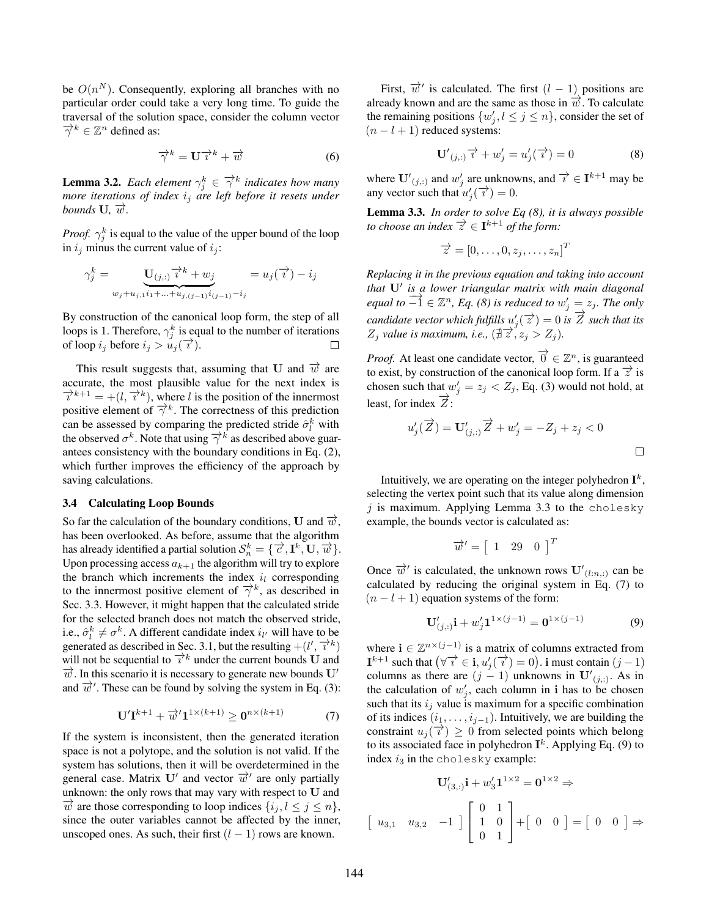be $O(n^N)$. Consequently, exploring all branches with no particular order could take a very long time. To guide the traversal of the solution space, consider the column vector $\overrightarrow{\gamma}^k \in \mathbb{Z}^n$ defined as:

$$\overrightarrow{\gamma}^k = \mathbf{U}\overrightarrow{\imath}^k + \overrightarrow{w} \tag{6}$$

**Lemma 3.2.** *Each element $\gamma_j^k \in \overrightarrow{\gamma}^k$ indicates how many more iterations of index $i_j$ are left before it resets under bounds $\mathbf{U}$, $\overrightarrow{w}$.*

*Proof.* $\gamma_j^k$ is equal to the value of the upper bound of the loop in $i_j$ minus the current value of $i_j$:

$$\gamma_j^k = \underbrace{\mathbf{U}_{(j,:)}\overrightarrow{\imath}^k + w_j}_{w_j + u_{j,1}i_1 + \ldots + u_{j,(j-1)}i_{(j-1)} - i_j} = u_j(\overrightarrow{\imath}) - i_j$$

By construction of the canonical loop form, the step of all loops is 1. Therefore, $\gamma_j^k$ is equal to the number of iterations of loop $i_j$ before $i_j > u_j(\overrightarrow{\imath})$. □

This result suggests that, assuming that $\mathbf{U}$ and $\overrightarrow{w}$ are accurate, the most plausible value for the next index is $\overrightarrow{\imath}^{k+1} = +(l, \overrightarrow{\imath}^k)$, where $l$ is the position of the innermost positive element of $\overrightarrow{\gamma}^k$. The correctness of this prediction can be assessed by comparing the predicted stride $\hat{\sigma}_l^k$ with the observed $\sigma^k$. Note that using $\overrightarrow{\gamma}^k$ as described above guarantees consistency with the boundary conditions in Eq. (2), which further improves the efficiency of the approach by saving calculations.

### 3.4 Calculating Loop Bounds

So far the calculation of the boundary conditions, $\mathbf{U}$ and $\overrightarrow{w}$, has been overlooked. As before, assume that the algorithm has already identified a partial solution $\mathcal{S}_n^k = \{\overrightarrow{c}, \mathbf{I}^k, \mathbf{U}, \overrightarrow{w}\}$. Upon processing access $a_{k+1}$ the algorithm will try to explore the branch which increments the index $i_l$ corresponding to the innermost positive element of $\overrightarrow{\gamma}^k$, as described in Sec. 3.3. However, it might happen that the calculated stride for the selected branch does not match the observed stride, i.e., $\hat{\sigma}_l^k \neq \sigma^k$. A different candidate index $i_{l'}$ will have to be generated as described in Sec. 3.1, but the resulting $+(l', \overrightarrow{\imath}^k)$ will not be sequential to $\overrightarrow{\imath}^k$ under the current bounds $\mathbf{U}$ and $\overrightarrow{w}$. In this scenario it is necessary to generate new bounds $\mathbf{U}'$ and $\overrightarrow{w}'$. These can be found by solving the system in Eq. (3):

$$\mathbf{U}'\mathbf{I}^{k+1} + \overrightarrow{w}'\mathbf{1}^{1\times(k+1)} \geq \mathbf{0}^{n\times(k+1)} \tag{7}$$

If the system is inconsistent, then the generated iteration space is not a polytope, and the solution is not valid. If the system has solutions, then it will be overdetermined in the general case. Matrix $\mathbf{U}'$ and vector $\overrightarrow{w}'$ are only partially unknown: the only rows that may vary with respect to $\mathbf{U}$ and $\overrightarrow{w}$ are those corresponding to loop indices $\{i_j, l \leq j \leq n\}$, since the outer variables cannot be affected by the inner, unscoped ones. As such, their first $(l-1)$ rows are known.

First, $\overrightarrow{w}'$ is calculated. The first $(l-1)$ positions are already known and are the same as those in $\overrightarrow{w}$. To calculate the remaining positions $\{w_j', l \leq j \leq n\}$, consider the set of $(n-l+1)$ reduced systems:

$$\mathbf{U}'_{(j,:)}\overrightarrow{\imath} + w_j' = u_j'(\overrightarrow{\imath}) = 0 \tag{8}$$

where $\mathbf{U}'_{(j,:)}$ and $w_j'$ are unknowns, and $\overrightarrow{\imath} \in \mathbf{I}^{k+1}$ may be any vector such that $u_j'(\overrightarrow{\imath}) = 0$.

**Lemma 3.3.** *In order to solve Eq (8), it is always possible to choose an index $\overrightarrow{z} \in \mathbf{I}^{k+1}$ of the form:*

$$\overrightarrow{z} = [0, \ldots, 0, z_j, \ldots, z_n]^T$$

*Replacing it in the previous equation and taking into account that $\mathbf{U}'$ is a lower triangular matrix with main diagonal equal to $\overrightarrow{-1} \in \mathbb{Z}^n$, Eq. (8) is reduced to $w_j' = z_j$. The only candidate vector which fulfills $u_j'(\overrightarrow{z}) = 0$ is $\overrightarrow{Z}$ such that its $Z_j$ value is maximum, i.e., ($\nexists \overrightarrow{z}, z_j > Z_j$).*

*Proof.* At least one candidate vector, $\overrightarrow{0} \in \mathbb{Z}^n$, is guaranteed to exist, by construction of the canonical loop form. If a $\overrightarrow{z}$ is chosen such that $w_j' = z_j < Z_j$, Eq. (3) would not hold, at least, for index $\overrightarrow{Z}$:

$$u_j'(\overrightarrow{Z}) = \mathbf{U}'_{(j,:)}\overrightarrow{Z} + w_j' = -Z_j + z_j < 0$$

□

Intuitively, we are operating on the integer polyhedron $\mathbf{I}^k$, selecting the vertex point such that its value along dimension $j$ is maximum. Applying Lemma 3.3 to the `cholesky` example, the bounds vector is calculated as:

$$\overrightarrow{w}' = \begin{bmatrix} 1 & 29 & 0 \end{bmatrix}^T$$

Once $\overrightarrow{w}'$ is calculated, the unknown rows $\mathbf{U}'_{(l:n,:)}$ can be calculated by reducing the original system in Eq. (7) to $(n-l+1)$ equation systems of the form:

$$\mathbf{U}'_{(j,:)}\mathbf{i} + w_j'\mathbf{1}^{1\times(j-1)} = \mathbf{0}^{1\times(j-1)} \tag{9}$$

where $\mathbf{i} \in \mathbb{Z}^{n\times(j-1)}$ is a matrix of columns extracted from $\mathbf{I}^{k+1}$ such that $\left(\forall \overrightarrow{\imath} \in \mathbf{i}, u_j'(\overrightarrow{\imath}) = 0\right)$. $\mathbf{i}$ must contain $(j-1)$ columns as there are $(j-1)$ unknowns in $\mathbf{U}'_{(j,:)}$. As in the calculation of $w_j'$, each column in $\mathbf{i}$ has to be chosen such that its $i_j$ value is maximum for a specific combination of its indices $(i_1, \ldots, i_{j-1})$. Intuitively, we are building the constraint $u_j(\overrightarrow{\imath}) \geq 0$ from selected points which belong to its associated face in polyhedron $\mathbf{I}^k$. Applying Eq. (9) to index $i_3$ in the `cholesky` example:

$$\mathbf{U}'_{(3,:)}\mathbf{i} + w_3'\mathbf{1}^{1\times 2} = \mathbf{0}^{1\times 2} \Rightarrow$$

$$\begin{bmatrix} u_{3,1} & u_{3,2} & -1 \end{bmatrix} \begin{bmatrix} 0 & 1 \\ 1 & 0 \\ 0 & 1 \end{bmatrix} + \begin{bmatrix} 0 & 0 \end{bmatrix} = \begin{bmatrix} 0 & 0 \end{bmatrix} \Rightarrow$$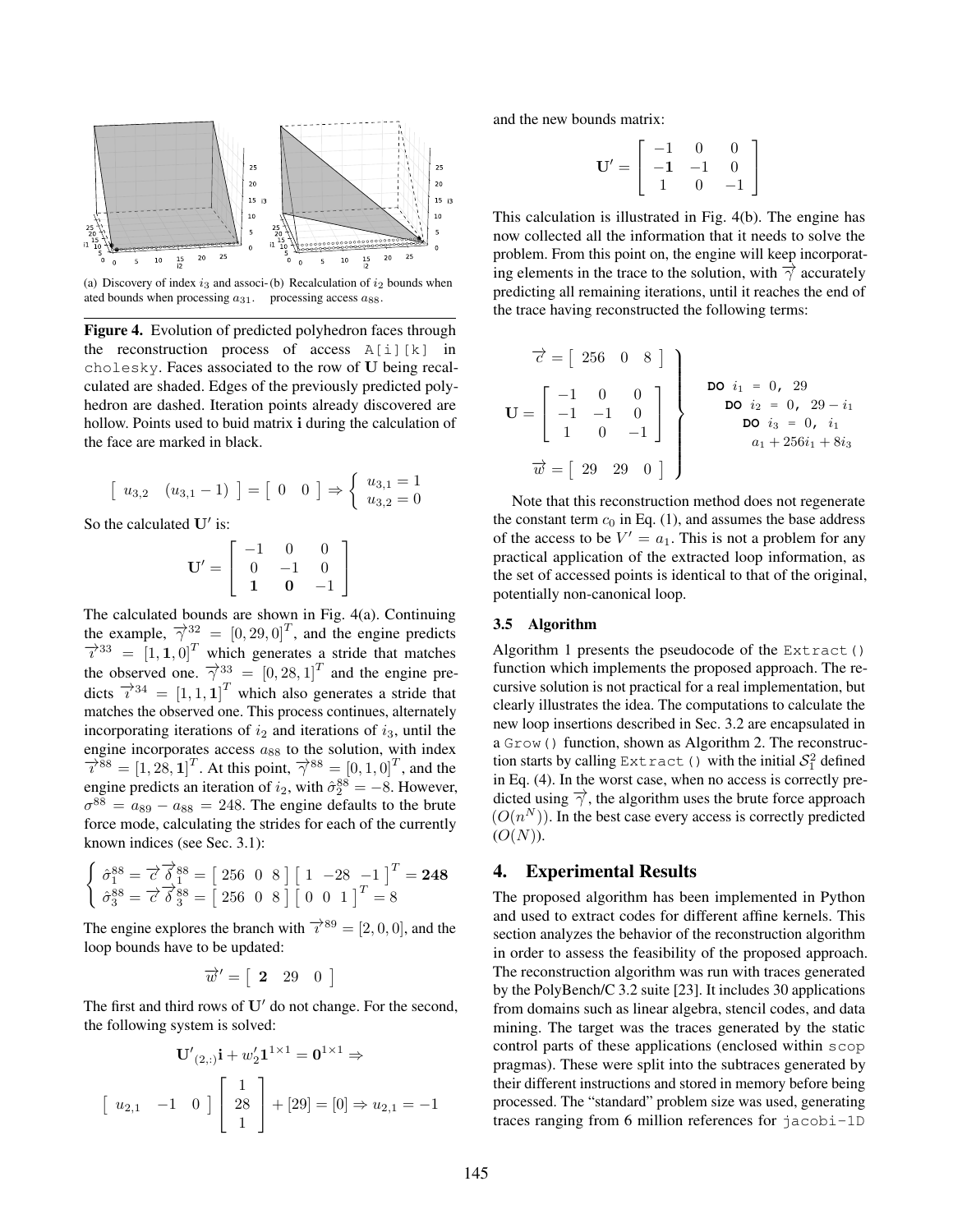(a) Discovery of index $i_3$ and associated bounds when processing $a_{31}$.

(b) Recalculation of $i_2$ bounds when processing access $a_{88}$.

**Figure 4.** Evolution of predicted polyhedron faces through the reconstruction process of access `A[i][k]` in `cholesky`. Faces associated to the row of $\mathbf{U}$ being recalculated are shaded. Edges of the previously predicted polyhedron are dashed. Iteration points already discovered are hollow. Points used to buid matrix $\mathbf{i}$ during the calculation of the face are marked in black.

$$\left[\begin{array}{cc} u_{3,2} & (u_{3,1}-1) \end{array}\right] = \left[\begin{array}{cc} 0 & 0 \end{array}\right] \Rightarrow \left\{ \begin{array}{l} u_{3,1} = 1 \\ u_{3,2} = 0 \end{array} \right.$$

So the calculated $\mathbf{U}'$ is:

$$\mathbf{U}' = \left[\begin{array}{ccc} -1 & 0 & 0 \\ 0 & -1 & 0 \\ \mathbf{1} & \mathbf{0} & -1 \end{array}\right]$$

The calculated bounds are shown in Fig. 4(a). Continuing the example, $\overrightarrow{\gamma}^{32} = [0, 29, 0]^T$, and the engine predicts $\overrightarrow{\imath}^{33} = [1, \mathbf{1}, 0]^T$ which generates a stride that matches the observed one. $\overrightarrow{\gamma}^{33} = [0, 28, 1]^T$ and the engine predicts $\overrightarrow{\imath}^{34} = [1, 1, \mathbf{1}]^T$ which also generates a stride that matches the observed one. This process continues, alternately incorporating iterations of $i_2$ and iterations of $i_3$, until the engine incorporates access $a_{88}$ to the solution, with index $\overrightarrow{\imath}^{88} = [1, 28, \mathbf{1}]^T$. At this point, $\overrightarrow{\gamma}^{88} = [0, 1, 0]^T$, and the engine predicts an iteration of $i_2$, with $\hat{\sigma}_2^{88} = -8$. However, $\sigma^{88} = a_{89} - a_{88} = 248$. The engine defaults to the brute force mode, calculating the strides for each of the currently known indices (see Sec. 3.1):

$$\left\{ \begin{array}{l} \hat{\sigma}_1^{88} = \overrightarrow{c}\,\overrightarrow{\delta}_1^{88} = \left[\begin{array}{ccc} 256 & 0 & 8 \end{array}\right] \left[\begin{array}{ccc} 1 & -28 & -1 \end{array}\right]^T = \mathbf{248} \\ \hat{\sigma}_3^{88} = \overrightarrow{c}\,\overrightarrow{\delta}_3^{88} = \left[\begin{array}{ccc} 256 & 0 & 8 \end{array}\right] \left[\begin{array}{ccc} 0 & 0 & 1 \end{array}\right]^T = 8 \end{array} \right.$$

The engine explores the branch with $\overrightarrow{\imath}^{89} = [2, 0, 0]$, and the loop bounds have to be updated:

$$\overrightarrow{w}' = \left[\begin{array}{ccc} \mathbf{2} & 29 & 0 \end{array}\right]$$

The first and third rows of $\mathbf{U}'$ do not change. For the second, the following system is solved:

$$\mathbf{U'}_{(2,:)}\mathbf{i} + w_2' \mathbf{1}^{1\times 1} = \mathbf{0}^{1\times 1} \Rightarrow$$

$$\left[\begin{array}{ccc} u_{2,1} & -1 & 0 \end{array}\right] \left[\begin{array}{c} 1 \\ 28 \\ 1 \end{array}\right] + [29] = [0] \Rightarrow u_{2,1} = -1$$

and the new bounds matrix:

$$\mathbf{U}' = \left[\begin{array}{ccc} -1 & 0 & 0 \\ -\mathbf{1} & -1 & 0 \\ 1 & 0 & -1 \end{array}\right]$$

This calculation is illustrated in Fig. 4(b). The engine has now collected all the information that it needs to solve the problem. From this point on, the engine will keep incorporating elements in the trace to the solution, with $\overrightarrow{\gamma}$ accurately predicting all remaining iterations, until it reaches the end of the trace having reconstructed the following terms:

$$\left.\begin{array}{c} \overrightarrow{c} = \left[\begin{array}{ccc} 256 & 0 & 8 \end{array}\right] \\ \mathbf{U} = \left[\begin{array}{ccc} -1 & 0 & 0 \\ -1 & -1 & 0 \\ 1 & 0 & -1 \end{array}\right] \\ \overrightarrow{w} = \left[\begin{array}{ccc} 29 & 29 & 0 \end{array}\right] \end{array}\right\}$$

```
DO i1 = 0, 29
  DO i2 = 0, 29 - i1
    DO i3 = 0, i1
      a1 + 256i1 + 8i3
```

Note that this reconstruction method does not regenerate the constant term $c_0$ in Eq. (1), and assumes the base address of the access to be $V' = a_1$. This is not a problem for any practical application of the extracted loop information, as the set of accessed points is identical to that of the original, potentially non-canonical loop.

### 3.5 Algorithm

Algorithm 1 presents the pseudocode of the `Extract()` function which implements the proposed approach. The recursive solution is not practical for a real implementation, but clearly illustrates the idea. The computations to calculate the new loop insertions described in Sec. 3.2 are encapsulated in a `Grow()` function, shown as Algorithm 2. The reconstruction starts by calling `Extract()` with the initial $\mathcal{S}_1^2$ defined in Eq. (4). In the worst case, when no access is correctly predicted using $\overrightarrow{\gamma}$, the algorithm uses the brute force approach ($O(n^N)$). In the best case every access is correctly predicted ($O(N)$).

## 4. Experimental Results

The proposed algorithm has been implemented in Python and used to extract codes for different affine kernels. This section analyzes the behavior of the reconstruction algorithm in order to assess the feasibility of the proposed approach. The reconstruction algorithm was run with traces generated by the PolyBench/C 3.2 suite [23]. It includes 30 applications from domains such as linear algebra, stencil codes, and data mining. The target was the traces generated by the static control parts of these applications (enclosed within `scop` pragmas). These were split into the subtraces generated by their different instructions and stored in memory before being processed. The "standard" problem size was used, generating traces ranging from 6 million references for `jacobi-1D`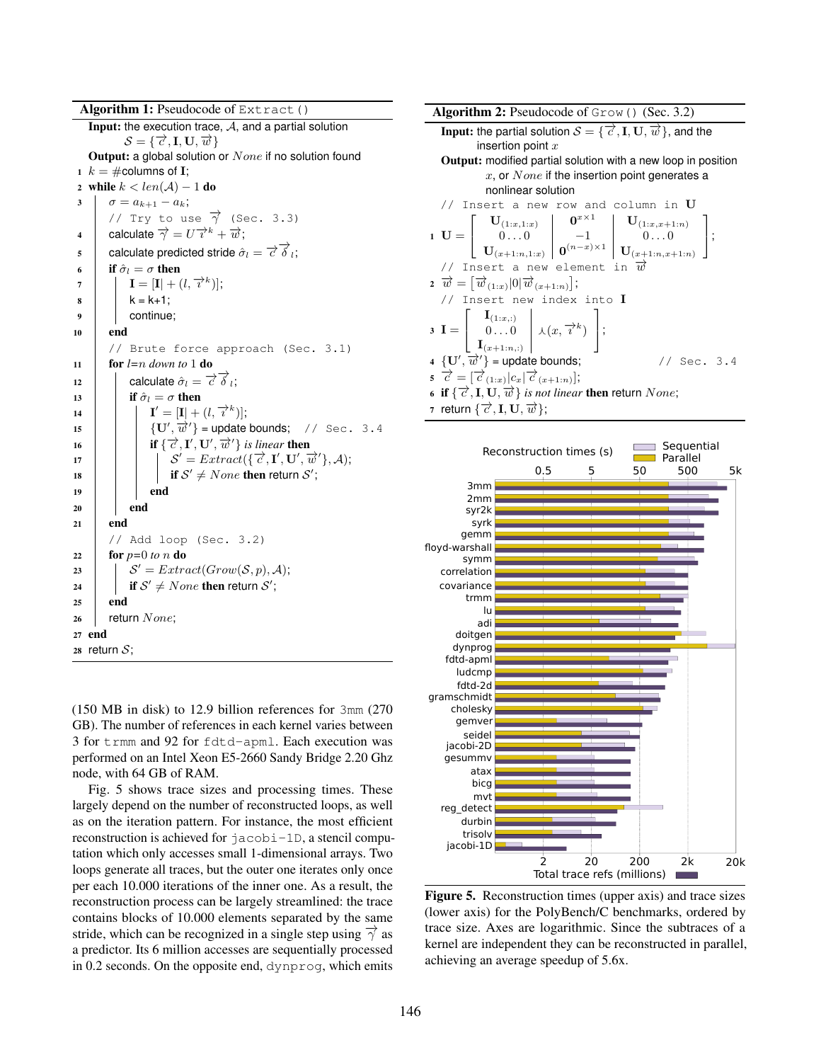**Algorithm 1:** Pseudocode of `Extract()`

**Input:** the execution trace, $\mathcal{A}$, and a partial solution $\mathcal{S} = \{\vec{c}, \mathbf{I}, \mathbf{U}, \vec{w}\}$

**Output:** a global solution or $None$ if no solution found

```
1  k = #columns of I;
2  while k < len(A) − 1 do
3      σ = a_{k+1} − a_k;
       // Try to use γ (Sec. 3.3)
4      calculate γ = U ι^k + w;
5      calculate predicted stride σ̂_l = c δ_l;
6      if σ̂_l = σ then
7          I = [I| + (l, ι^k)];
8          k = k+1;
9          continue;
10     end
       // Brute force approach (Sec. 3.1)
11     for l=n down to 1 do
12         calculate σ̂_l = c δ_l;
13         if σ̂_l = σ then
14             I' = [I| + (l, ι^k)];
15             {U', w'} = update bounds;  // Sec. 3.4
16             if {c, I', U', w'} is linear then
17                 S' = Extract({c, I', U', w'}, A);
18                 if S' ≠ None then return S';
19             end
20         end
21     end
       // Add loop (Sec. 3.2)
22     for p=0 to n do
23         S' = Extract(Grow(S, p), A);
24         if S' ≠ None then return S';
25     end
26     return None;
27 end
28 return S;
```

**Algorithm 2:** Pseudocode of `Grow()` (Sec. 3.2)

**Input:** the partial solution $\mathcal{S} = \{\vec{c}, \mathbf{I}, \mathbf{U}, \vec{w}\}$, and the insertion point $x$

**Output:** modified partial solution with a new loop in position $x$, or $None$ if the insertion point generates a nonlinear solution

```
   // Insert a new row and column in U
```

$$1\quad \mathbf{U} = \begin{bmatrix} \mathbf{U}_{(1:x,1:x)} & \mathbf{0}^{x\times 1} & \mathbf{U}_{(1:x,x+1:n)} \\ 0\ldots 0 & -1 & 0\ldots 0 \\ \mathbf{U}_{(x+1:n,1:x)} & \mathbf{0}^{(n-x)\times 1} & \mathbf{U}_{(x+1:n,x+1:n)} \end{bmatrix};$$

```
   // Insert a new element in w
```

$$2\quad \vec{w} = [\vec{w}_{(1:x)}|0|\vec{w}_{(x+1:n)}];$$

```
   // Insert new index into I
```

$$3\quad \mathbf{I} = \begin{bmatrix} \mathbf{I}_{(1:x,:)} & \\ 0\ldots 0 & \curlywedge(x, \vec{\iota}^{\,k}) \\ \mathbf{I}_{(x+1:n,:)} & \end{bmatrix};$$

4 $\{\mathbf{U}', \vec{w}'\}$ = update bounds; // Sec. 3.4

5 $\vec{c} = [\vec{c}_{(1:x)}|c_x|\vec{c}_{(x+1:n)}]$;

6 **if** $\{\vec{c}, \mathbf{I}, \mathbf{U}, \vec{w}\}$ *is not linear* **then** return $None$;

7 return $\{\vec{c}, \mathbf{I}, \mathbf{U}, \vec{w}\}$;

(150 MB in disk) to 12.9 billion references for `3mm` (270 GB). The number of references in each kernel varies between 3 for `trmm` and 92 for `fdtd-apml`. Each execution was performed on an Intel Xeon E5-2660 Sandy Bridge 2.20 Ghz node, with 64 GB of RAM.

Fig. 5 shows trace sizes and processing times. These largely depend on the number of reconstructed loops, as well as on the iteration pattern. For instance, the most efficient reconstruction is achieved for `jacobi-1D`, a stencil computation which only accesses small 1-dimensional arrays. Two loops generate all traces, but the outer one iterates only once per each 10.000 iterations of the inner one. As a result, the reconstruction process can be largely streamlined: the trace contains blocks of 10.000 elements separated by the same stride, which can be recognized in a single step using $\vec{\gamma}$ as a predictor. Its 6 million accesses are sequentially processed in 0.2 seconds. On the opposite end, `dynprog`, which emits

**Figure 5.** Reconstruction times (upper axis) and trace sizes (lower axis) for the PolyBench/C benchmarks, ordered by trace size. Axes are logarithmic. Since the subtraces of a kernel are independent they can be reconstructed in parallel, achieving an average speedup of 5.6x.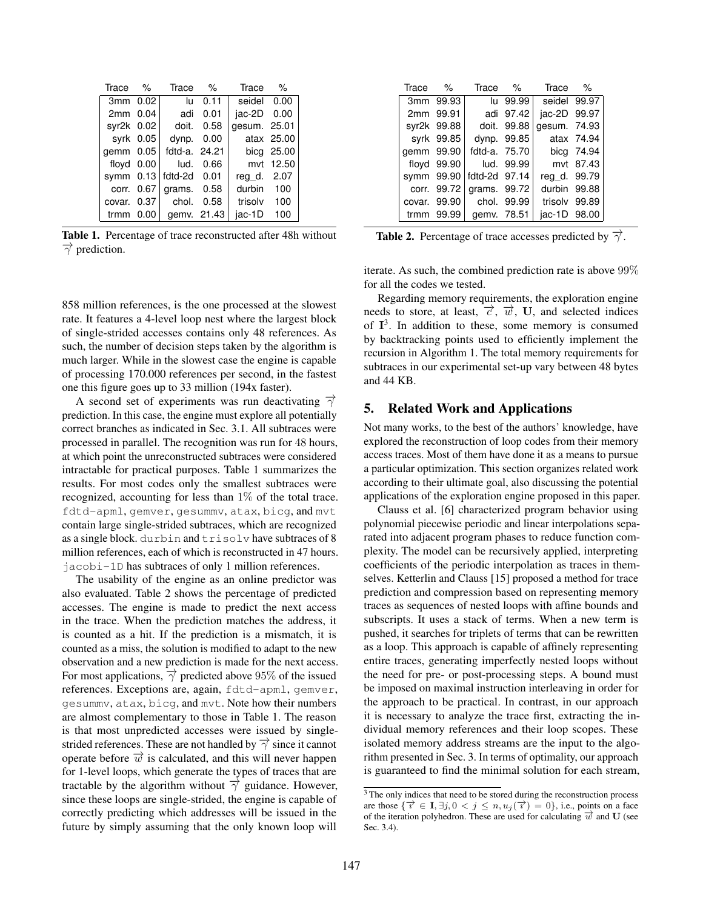| Trace | % | Trace | % | Trace | % |
|---|---|---|---|---|---|
| 3mm | 0.02 | lu | 0.11 | seidel | 0.00 |
| 2mm | 0.04 | adi | 0.01 | jac-2D | 0.00 |
| syr2k | 0.02 | doit. | 0.58 | gesum. | 25.01 |
| syrk | 0.05 | dynp. | 0.00 | atax | 25.00 |
| gemm | 0.05 | fdtd-a. | 24.21 | bicg | 25.00 |
| floyd | 0.00 | lud. | 0.66 | mvt | 12.50 |
| symm | 0.13 | fdtd-2d | 0.01 | reg_d. | 2.07 |
| corr. | 0.67 | grams. | 0.58 | durbin | 100 |
| covar. | 0.37 | chol. | 0.58 | trisolv | 100 |
| trmm | 0.00 | gemv. | 21.43 | jac-1D | 100 |

**Table 1.** Percentage of trace reconstructed after 48h without $\overrightarrow{\gamma}$ prediction.

858 million references, is the one processed at the slowest rate. It features a 4-level loop nest where the largest block of single-strided accesses contains only 48 references. As such, the number of decision steps taken by the algorithm is much larger. While in the slowest case the engine is capable of processing 170.000 references per second, in the fastest one this figure goes up to 33 million (194x faster).

A second set of experiments was run deactivating $\overrightarrow{\gamma}$ prediction. In this case, the engine must explore all potentially correct branches as indicated in Sec. 3.1. All subtraces were processed in parallel. The recognition was run for 48 hours, at which point the unreconstructed subtraces were considered intractable for practical purposes. Table 1 summarizes the results. For most codes only the smallest subtraces were recognized, accounting for less than 1% of the total trace. fdtd-apml, gemver, gesummv, atax, bicg, and mvt contain large single-strided subtraces, which are recognized as a single block. durbin and trisolv have subtraces of 8 million references, each of which is reconstructed in 47 hours. jacobi-1D has subtraces of only 1 million references.

The usability of the engine as an online predictor was also evaluated. Table 2 shows the percentage of predicted accesses. The engine is made to predict the next access in the trace. When the prediction matches the address, it is counted as a hit. If the prediction is a mismatch, it is counted as a miss, the solution is modified to adapt to the new observation and a new prediction is made for the next access. For most applications, $\overrightarrow{\gamma}$ predicted above 95% of the issued references. Exceptions are, again, fdtd-apml, gemver, gesummv, atax, bicg, and mvt. Note how their numbers are almost complementary to those in Table 1. The reason is that most unpredicted accesses were issued by single-strided references. These are not handled by $\overrightarrow{\gamma}$ since it cannot operate before $\overrightarrow{w}$ is calculated, and this will never happen for 1-level loops, which generate the types of traces that are tractable by the algorithm without $\overrightarrow{\gamma}$ guidance. However, since these loops are single-strided, the engine is capable of correctly predicting which addresses will be issued in the future by simply assuming that the only known loop will iterate. As such, the combined prediction rate is above 99% for all the codes we tested.

| Trace | % | Trace | % | Trace | % |
|---|---|---|---|---|---|
| 3mm | 99.93 | lu | 99.99 | seidel | 99.97 |
| 2mm | 99.91 | adi | 97.42 | jac-2D | 99.97 |
| syr2k | 99.88 | doit. | 99.88 | gesum. | 74.93 |
| syrk | 99.85 | dynp. | 99.85 | atax | 74.94 |
| gemm | 99.90 | fdtd-a. | 75.70 | bicg | 74.94 |
| floyd | 99.90 | lud. | 99.99 | mvt | 87.43 |
| symm | 99.90 | fdtd-2d | 97.14 | reg_d. | 99.79 |
| corr. | 99.72 | grams. | 99.72 | durbin | 99.88 |
| covar. | 99.90 | chol. | 99.99 | trisolv | 99.89 |
| trmm | 99.99 | gemv. | 78.51 | jac-1D | 98.00 |

**Table 2.** Percentage of trace accesses predicted by $\overrightarrow{\gamma}$.

Regarding memory requirements, the exploration engine needs to store, at least, $\overrightarrow{c}$, $\overrightarrow{w}$, $\mathbf{U}$, and selected indices of $\mathbf{I}$[3]. In addition to these, some memory is consumed by backtracking points used to efficiently implement the recursion in Algorithm 1. The total memory requirements for subtraces in our experimental set-up vary between 48 bytes and 44 KB.

## 5. Related Work and Applications

Not many works, to the best of the authors' knowledge, have explored the reconstruction of loop codes from their memory access traces. Most of them have done it as a means to pursue a particular optimization. This section organizes related work according to their ultimate goal, also discussing the potential applications of the exploration engine proposed in this paper.

Clauss et al. [6] characterized program behavior using polynomial piecewise periodic and linear interpolations separated into adjacent program phases to reduce function complexity. The model can be recursively applied, interpreting coefficients of the periodic interpolation as traces in themselves. Ketterlin and Clauss [15] proposed a method for trace prediction and compression based on representing memory traces as sequences of nested loops with affine bounds and subscripts. It uses a stack of terms. When a new term is pushed, it searches for triplets of terms that can be rewritten as a loop. This approach is capable of affinely representing entire traces, generating imperfectly nested loops without the need for pre- or post-processing steps. A bound must be imposed on maximal instruction interleaving in order for the approach to be practical. In contrast, in our approach it is necessary to analyze the trace first, extracting the individual memory references and their loop scopes. These isolated memory address streams are the input to the algorithm presented in Sec. 3. In terms of optimality, our approach is guaranteed to find the minimal solution for each stream,

[3] The only indices that need to be stored during the reconstruction process are those $\{\overrightarrow{i} \in \mathbf{I}, \exists j, 0 < j \leq n, u_j(\overrightarrow{i}) = 0\}$, i.e., points on a face of the iteration polyhedron. These are used for calculating $\overrightarrow{w}$ and $\mathbf{U}$ (see Sec. 3.4).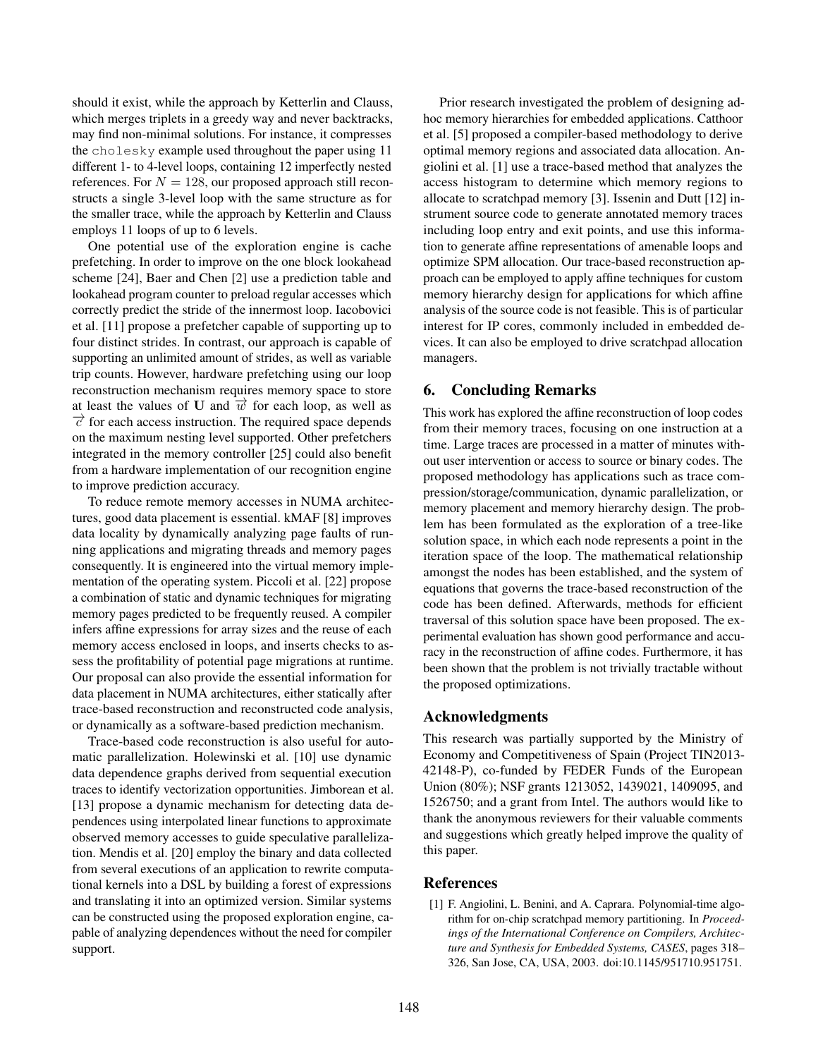should it exist, while the approach by Ketterlin and Clauss, which merges triplets in a greedy way and never backtracks, may find non-minimal solutions. For instance, it compresses the `cholesky` example used throughout the paper using 11 different 1- to 4-level loops, containing 12 imperfectly nested references. For $N = 128$, our proposed approach still reconstructs a single 3-level loop with the same structure as for the smaller trace, while the approach by Ketterlin and Clauss employs 11 loops of up to 6 levels.

One potential use of the exploration engine is cache prefetching. In order to improve on the one block lookahead scheme [24], Baer and Chen [2] use a prediction table and lookahead program counter to preload regular accesses which correctly predict the stride of the innermost loop. Iacobovici et al. [11] propose a prefetcher capable of supporting up to four distinct strides. In contrast, our approach is capable of supporting an unlimited amount of strides, as well as variable trip counts. However, hardware prefetching using our loop reconstruction mechanism requires memory space to store at least the values of $\mathbf{U}$ and $\overrightarrow{w}$ for each loop, as well as $\overrightarrow{c}$ for each access instruction. The required space depends on the maximum nesting level supported. Other prefetchers integrated in the memory controller [25] could also benefit from a hardware implementation of our recognition engine to improve prediction accuracy.

To reduce remote memory accesses in NUMA architectures, good data placement is essential. kMAF [8] improves data locality by dynamically analyzing page faults of running applications and migrating threads and memory pages consequently. It is engineered into the virtual memory implementation of the operating system. Piccoli et al. [22] propose a combination of static and dynamic techniques for migrating memory pages predicted to be frequently reused. A compiler infers affine expressions for array sizes and the reuse of each memory access enclosed in loops, and inserts checks to assess the profitability of potential page migrations at runtime. Our proposal can also provide the essential information for data placement in NUMA architectures, either statically after trace-based reconstruction and reconstructed code analysis, or dynamically as a software-based prediction mechanism.

Trace-based code reconstruction is also useful for automatic parallelization. Holewinski et al. [10] use dynamic data dependence graphs derived from sequential execution traces to identify vectorization opportunities. Jimborean et al. [13] propose a dynamic mechanism for detecting data dependences using interpolated linear functions to approximate observed memory accesses to guide speculative parallelization. Mendis et al. [20] employ the binary and data collected from several executions of an application to rewrite computational kernels into a DSL by building a forest of expressions and translating it into an optimized version. Similar systems can be constructed using the proposed exploration engine, capable of analyzing dependences without the need for compiler support.

Prior research investigated the problem of designing adhoc memory hierarchies for embedded applications. Catthoor et al. [5] proposed a compiler-based methodology to derive optimal memory regions and associated data allocation. Angiolini et al. [1] use a trace-based method that analyzes the access histogram to determine which memory regions to allocate to scratchpad memory [3]. Issenin and Dutt [12] instrument source code to generate annotated memory traces including loop entry and exit points, and use this information to generate affine representations of amenable loops and optimize SPM allocation. Our trace-based reconstruction approach can be employed to apply affine techniques for custom memory hierarchy design for applications for which affine analysis of the source code is not feasible. This is of particular interest for IP cores, commonly included in embedded devices. It can also be employed to drive scratchpad allocation managers.

## 6. Concluding Remarks

This work has explored the affine reconstruction of loop codes from their memory traces, focusing on one instruction at a time. Large traces are processed in a matter of minutes without user intervention or access to source or binary codes. The proposed methodology has applications such as trace compression/storage/communication, dynamic parallelization, or memory placement and memory hierarchy design. The problem has been formulated as the exploration of a tree-like solution space, in which each node represents a point in the iteration space of the loop. The mathematical relationship amongst the nodes has been established, and the system of equations that governs the trace-based reconstruction of the code has been defined. Afterwards, methods for efficient traversal of this solution space have been proposed. The experimental evaluation has shown good performance and accuracy in the reconstruction of affine codes. Furthermore, it has been shown that the problem is not trivially tractable without the proposed optimizations.

## Acknowledgments

This research was partially supported by the Ministry of Economy and Competitiveness of Spain (Project TIN2013-42148-P), co-funded by FEDER Funds of the European Union (80%); NSF grants 1213052, 1439021, 1409095, and 1526750; and a grant from Intel. The authors would like to thank the anonymous reviewers for their valuable comments and suggestions which greatly helped improve the quality of this paper.

## References

[1] F. Angiolini, L. Benini, and A. Caprara. Polynomial-time algorithm for on-chip scratchpad memory partitioning. In *Proceedings of the International Conference on Compilers, Architecture and Synthesis for Embedded Systems, CASES*, pages 318–326, San Jose, CA, USA, 2003. doi:10.1145/951710.951751.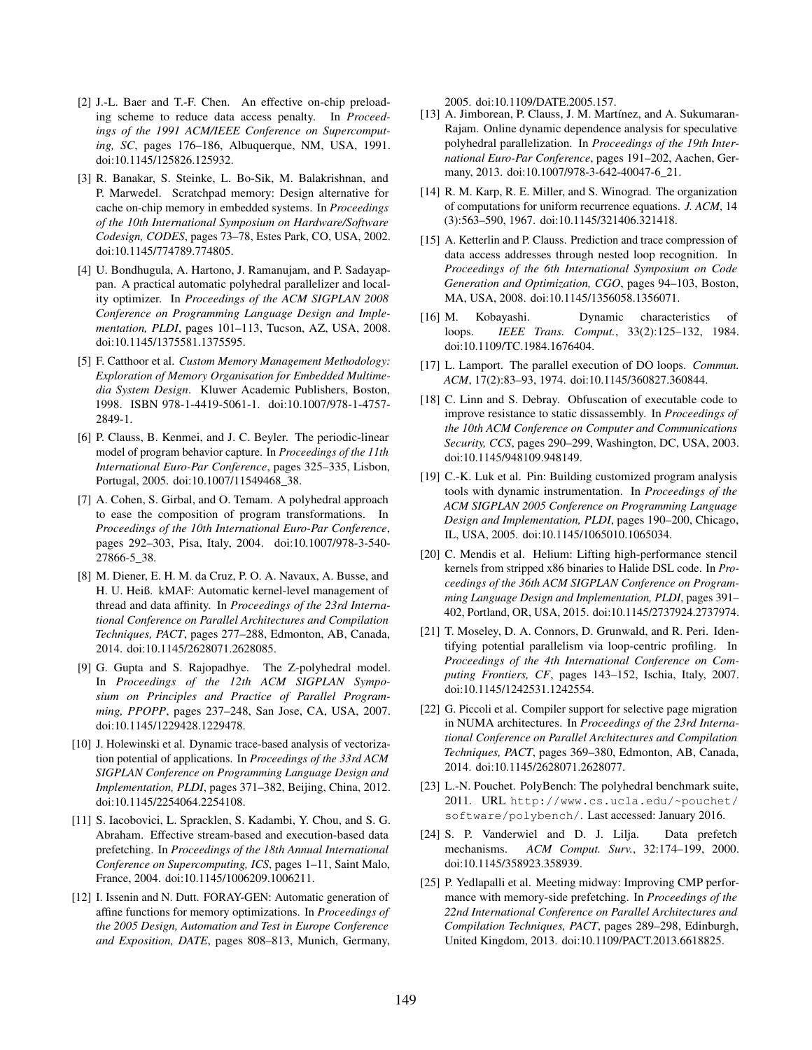[2] J.-L. Baer and T.-F. Chen. An effective on-chip preloading scheme to reduce data access penalty. In *Proceedings of the 1991 ACM/IEEE Conference on Supercomputing, SC*, pages 176–186, Albuquerque, NM, USA, 1991. doi:10.1145/125826.125932.

[3] R. Banakar, S. Steinke, L. Bo-Sik, M. Balakrishnan, and P. Marwedel. Scratchpad memory: Design alternative for cache on-chip memory in embedded systems. In *Proceedings of the 10th International Symposium on Hardware/Software Codesign, CODES*, pages 73–78, Estes Park, CO, USA, 2002. doi:10.1145/774789.774805.

[4] U. Bondhugula, A. Hartono, J. Ramanujam, and P. Sadayappan. A practical automatic polyhedral parallelizer and locality optimizer. In *Proceedings of the ACM SIGPLAN 2008 Conference on Programming Language Design and Implementation, PLDI*, pages 101–113, Tucson, AZ, USA, 2008. doi:10.1145/1375581.1375595.

[5] F. Catthoor et al. *Custom Memory Management Methodology: Exploration of Memory Organisation for Embedded Multimedia System Design*. Kluwer Academic Publishers, Boston, 1998. ISBN 978-1-4419-5061-1. doi:10.1007/978-1-4757-2849-1.

[6] P. Clauss, B. Kenmei, and J. C. Beyler. The periodic-linear model of program behavior capture. In *Proceedings of the 11th International Euro-Par Conference*, pages 325–335, Lisbon, Portugal, 2005. doi:10.1007/11549468_38.

[7] A. Cohen, S. Girbal, and O. Temam. A polyhedral approach to ease the composition of program transformations. In *Proceedings of the 10th International Euro-Par Conference*, pages 292–303, Pisa, Italy, 2004. doi:10.1007/978-3-540-27866-5_38.

[8] M. Diener, E. H. M. da Cruz, P. O. A. Navaux, A. Busse, and H. U. Heiß. kMAF: Automatic kernel-level management of thread and data affinity. In *Proceedings of the 23rd International Conference on Parallel Architectures and Compilation Techniques, PACT*, pages 277–288, Edmonton, AB, Canada, 2014. doi:10.1145/2628071.2628085.

[9] G. Gupta and S. Rajopadhye. The Z-polyhedral model. In *Proceedings of the 12th ACM SIGPLAN Symposium on Principles and Practice of Parallel Programming, PPOPP*, pages 237–248, San Jose, CA, USA, 2007. doi:10.1145/1229428.1229478.

[10] J. Holewinski et al. Dynamic trace-based analysis of vectorization potential of applications. In *Proceedings of the 33rd ACM SIGPLAN Conference on Programming Language Design and Implementation, PLDI*, pages 371–382, Beijing, China, 2012. doi:10.1145/2254064.2254108.

[11] S. Iacobovici, L. Spracklen, S. Kadambi, Y. Chou, and S. G. Abraham. Effective stream-based and execution-based data prefetching. In *Proceedings of the 18th Annual International Conference on Supercomputing, ICS*, pages 1–11, Saint Malo, France, 2004. doi:10.1145/1006209.1006211.

[12] I. Issenin and N. Dutt. FORAY-GEN: Automatic generation of affine functions for memory optimizations. In *Proceedings of the 2005 Design, Automation and Test in Europe Conference and Exposition, DATE*, pages 808–813, Munich, Germany, 2005. doi:10.1109/DATE.2005.157.

[13] A. Jimborean, P. Clauss, J. M. Martínez, and A. Sukumaran-Rajam. Online dynamic dependence analysis for speculative polyhedral parallelization. In *Proceedings of the 19th International Euro-Par Conference*, pages 191–202, Aachen, Germany, 2013. doi:10.1007/978-3-642-40047-6_21.

[14] R. M. Karp, R. E. Miller, and S. Winograd. The organization of computations for uniform recurrence equations. *J. ACM*, 14 (3):563–590, 1967. doi:10.1145/321406.321418.

[15] A. Ketterlin and P. Clauss. Prediction and trace compression of data access addresses through nested loop recognition. In *Proceedings of the 6th International Symposium on Code Generation and Optimization, CGO*, pages 94–103, Boston, MA, USA, 2008. doi:10.1145/1356058.1356071.

[16] M. Kobayashi. Dynamic characteristics of loops. *IEEE Trans. Comput.*, 33(2):125–132, 1984. doi:10.1109/TC.1984.1676404.

[17] L. Lamport. The parallel execution of DO loops. *Commun. ACM*, 17(2):83–93, 1974. doi:10.1145/360827.360844.

[18] C. Linn and S. Debray. Obfuscation of executable code to improve resistance to static dissassembly. In *Proceedings of the 10th ACM Conference on Computer and Communications Security, CCS*, pages 290–299, Washington, DC, USA, 2003. doi:10.1145/948109.948149.

[19] C.-K. Luk et al. Pin: Building customized program analysis tools with dynamic instrumentation. In *Proceedings of the ACM SIGPLAN 2005 Conference on Programming Language Design and Implementation, PLDI*, pages 190–200, Chicago, IL, USA, 2005. doi:10.1145/1065010.1065034.

[20] C. Mendis et al. Helium: Lifting high-performance stencil kernels from stripped x86 binaries to Halide DSL code. In *Proceedings of the 36th ACM SIGPLAN Conference on Programming Language Design and Implementation, PLDI*, pages 391–402, Portland, OR, USA, 2015. doi:10.1145/2737924.2737974.

[21] T. Moseley, D. A. Connors, D. Grunwald, and R. Peri. Identifying potential parallelism via loop-centric profiling. In *Proceedings of the 4th International Conference on Computing Frontiers, CF*, pages 143–152, Ischia, Italy, 2007. doi:10.1145/1242531.1242554.

[22] G. Piccoli et al. Compiler support for selective page migration in NUMA architectures. In *Proceedings of the 23rd International Conference on Parallel Architectures and Compilation Techniques, PACT*, pages 369–380, Edmonton, AB, Canada, 2014. doi:10.1145/2628071.2628077.

[23] L.-N. Pouchet. PolyBench: The polyhedral benchmark suite, 2011. URL http://www.cs.ucla.edu/~pouchet/software/polybench/. Last accessed: January 2016.

[24] S. P. Vanderwiel and D. J. Lilja. Data prefetch mechanisms. *ACM Comput. Surv.*, 32:174–199, 2000. doi:10.1145/358923.358939.

[25] P. Yedlapalli et al. Meeting midway: Improving CMP performance with memory-side prefetching. In *Proceedings of the 22nd International Conference on Parallel Architectures and Compilation Techniques, PACT*, pages 289–298, Edinburgh, United Kingdom, 2013. doi:10.1109/PACT.2013.6618825.